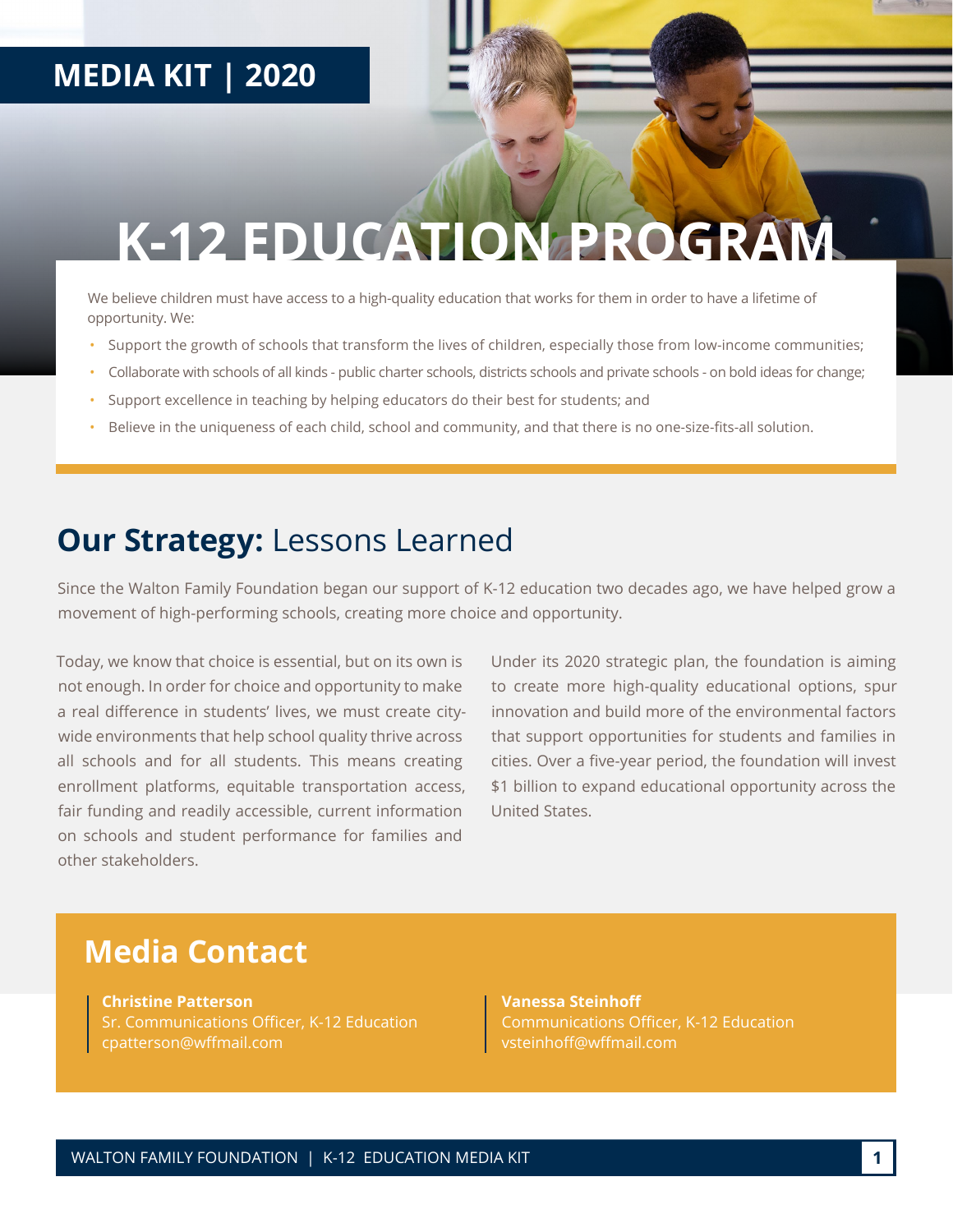MEDIA KIT | 2020

# K-12 EDUCATION PROGRAM

We believe children must have access to a high-quality education that works for them in order to have a lifetime of opportunity. We:

- Support the growth of schools that transform the lives of children, especially those from low-income communities;
- Collaborate with schools of all kinds - public charter schools, districts schools and private schools - on bold ideas for change;
- Support excellence in teaching by helping educators do their best for students; and
- Believe in the uniqueness of each child, school and community, and that there is no one-size-fits-all solution.

## **Our Strategy:** Lessons Learned

Since the Walton Family Foundation began our support of K-12 education two decades ago, we have helped grow a movement of high-performing schools, creating more choice and opportunity.

Today, we know that choice is essential, but on its own is not enough. In order for choice and opportunity to make a real difference in students' lives, we must create city-wide environments that help school quality thrive across all schools and for all students. This means creating enrollment platforms, equitable transportation access, fair funding and readily accessible, current information on schools and student performance for families and other stakeholders.

Under its 2020 strategic plan, the foundation is aiming to create more high-quality educational options, spur innovation and build more of the environmental factors that support opportunities for students and families in cities. Over a five-year period, the foundation will invest $1 billion to expand educational opportunity across the United States.

## Media Contact

**Christine Patterson**
Sr. Communications Officer, K-12 Education
cpatterson@wffmail.com

**Vanessa Steinhoff**
Communications Officer, K-12 Education
vsteinhoff@wffmail.com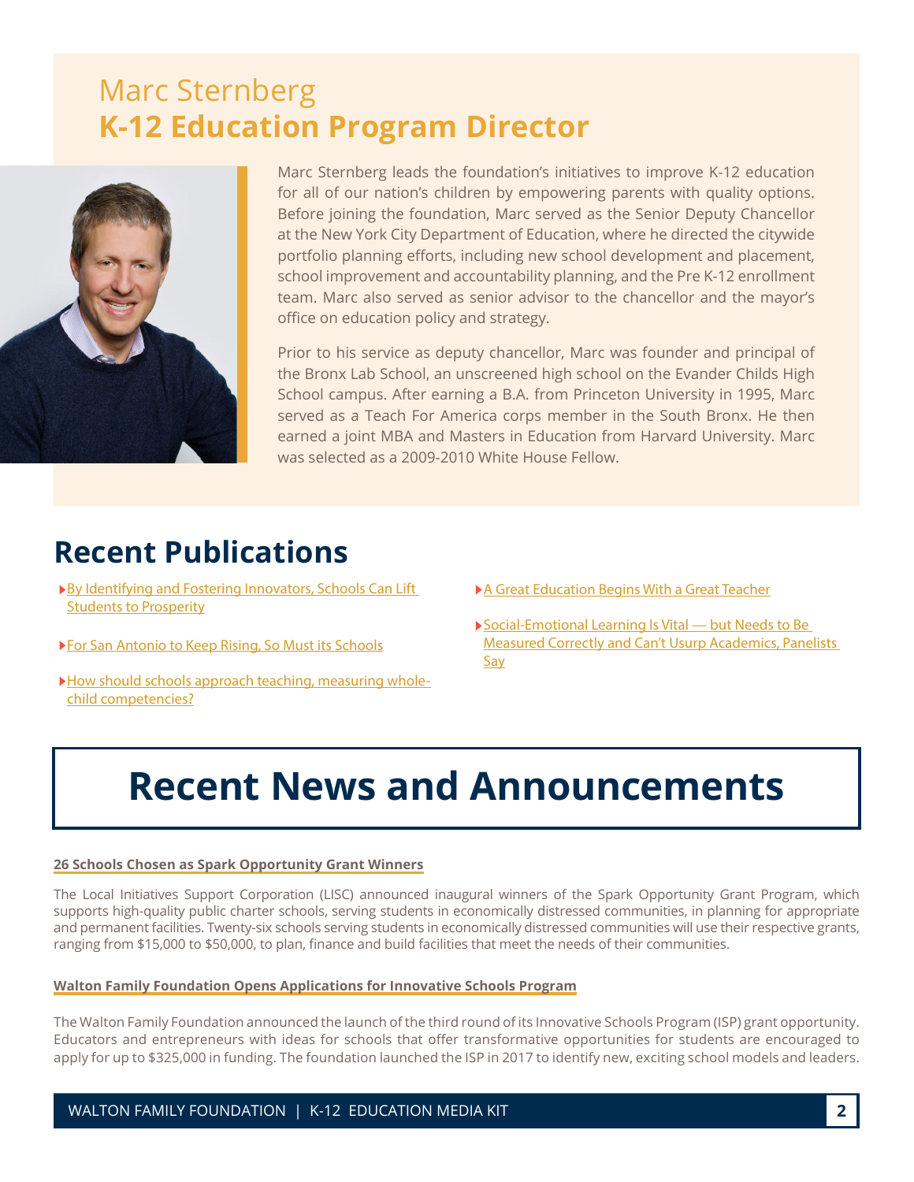# Marc Sternberg
## K-12 Education Program Director

Marc Sternberg leads the foundation's initiatives to improve K-12 education for all of our nation's children by empowering parents with quality options. Before joining the foundation, Marc served as the Senior Deputy Chancellor at the New York City Department of Education, where he directed the citywide portfolio planning efforts, including new school development and placement, school improvement and accountability planning, and the Pre K-12 enrollment team. Marc also served as senior advisor to the chancellor and the mayor's office on education policy and strategy.

Prior to his service as deputy chancellor, Marc was founder and principal of the Bronx Lab School, an unscreened high school on the Evander Childs High School campus. After earning a B.A. from Princeton University in 1995, Marc served as a Teach For America corps member in the South Bronx. He then earned a joint MBA and Masters in Education from Harvard University. Marc was selected as a 2009-2010 White House Fellow.

## Recent Publications

- By Identifying and Fostering Innovators, Schools Can Lift Students to Prosperity
- For San Antonio to Keep Rising, So Must its Schools
- How should schools approach teaching, measuring whole-child competencies?
- A Great Education Begins With a Great Teacher
- Social-Emotional Learning Is Vital — but Needs to Be Measured Correctly and Can't Usurp Academics, Panelists Say

# Recent News and Announcements

**26 Schools Chosen as Spark Opportunity Grant Winners**

The Local Initiatives Support Corporation (LISC) announced inaugural winners of the Spark Opportunity Grant Program, which supports high-quality public charter schools, serving students in economically distressed communities, in planning for appropriate and permanent facilities. Twenty-six schools serving students in economically distressed communities will use their respective grants, ranging from $15,000 to $50,000, to plan, finance and build facilities that meet the needs of their communities.

**Walton Family Foundation Opens Applications for Innovative Schools Program**

The Walton Family Foundation announced the launch of the third round of its Innovative Schools Program (ISP) grant opportunity. Educators and entrepreneurs with ideas for schools that offer transformative opportunities for students are encouraged to apply for up to $325,000 in funding. The foundation launched the ISP in 2017 to identify new, exciting school models and leaders.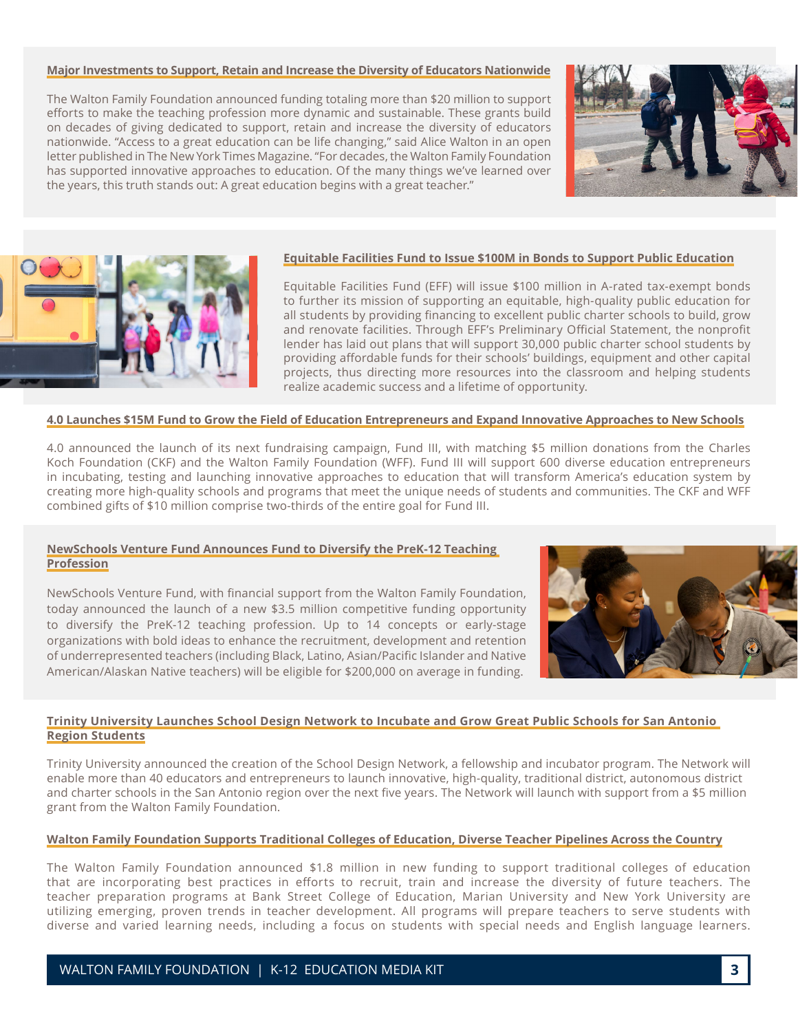### Major Investments to Support, Retain and Increase the Diversity of Educators Nationwide

The Walton Family Foundation announced funding totaling more than $20 million to support efforts to make the teaching profession more dynamic and sustainable. These grants build on decades of giving dedicated to support, retain and increase the diversity of educators nationwide. "Access to a great education can be life changing," said Alice Walton in an open letter published in The New York Times Magazine. "For decades, the Walton Family Foundation has supported innovative approaches to education. Of the many things we've learned over the years, this truth stands out: A great education begins with a great teacher."

### Equitable Facilities Fund to Issue $100M in Bonds to Support Public Education

Equitable Facilities Fund (EFF) will issue $100 million in A-rated tax-exempt bonds to further its mission of supporting an equitable, high-quality public education for all students by providing financing to excellent public charter schools to build, grow and renovate facilities. Through EFF's Preliminary Official Statement, the nonprofit lender has laid out plans that will support 30,000 public charter school students by providing affordable funds for their schools' buildings, equipment and other capital projects, thus directing more resources into the classroom and helping students realize academic success and a lifetime of opportunity.

### 4.0 Launches $15M Fund to Grow the Field of Education Entrepreneurs and Expand Innovative Approaches to New Schools

4.0 announced the launch of its next fundraising campaign, Fund III, with matching $5 million donations from the Charles Koch Foundation (CKF) and the Walton Family Foundation (WFF). Fund III will support 600 diverse education entrepreneurs in incubating, testing and launching innovative approaches to education that will transform America's education system by creating more high-quality schools and programs that meet the unique needs of students and communities. The CKF and WFF combined gifts of $10 million comprise two-thirds of the entire goal for Fund III.

### NewSchools Venture Fund Announces Fund to Diversify the PreK-12 Teaching Profession

NewSchools Venture Fund, with financial support from the Walton Family Foundation, today announced the launch of a new $3.5 million competitive funding opportunity to diversify the PreK-12 teaching profession. Up to 14 concepts or early-stage organizations with bold ideas to enhance the recruitment, development and retention of underrepresented teachers (including Black, Latino, Asian/Pacific Islander and Native American/Alaskan Native teachers) will be eligible for $200,000 on average in funding.

### Trinity University Launches School Design Network to Incubate and Grow Great Public Schools for San Antonio Region Students

Trinity University announced the creation of the School Design Network, a fellowship and incubator program. The Network will enable more than 40 educators and entrepreneurs to launch innovative, high-quality, traditional district, autonomous district and charter schools in the San Antonio region over the next five years. The Network will launch with support from a $5 million grant from the Walton Family Foundation.

### Walton Family Foundation Supports Traditional Colleges of Education, Diverse Teacher Pipelines Across the Country

The Walton Family Foundation announced $1.8 million in new funding to support traditional colleges of education that are incorporating best practices in efforts to recruit, train and increase the diversity of future teachers. The teacher preparation programs at Bank Street College of Education, Marian University and New York University are utilizing emerging, proven trends in teacher development. All programs will prepare teachers to serve students with diverse and varied learning needs, including a focus on students with special needs and English language learners.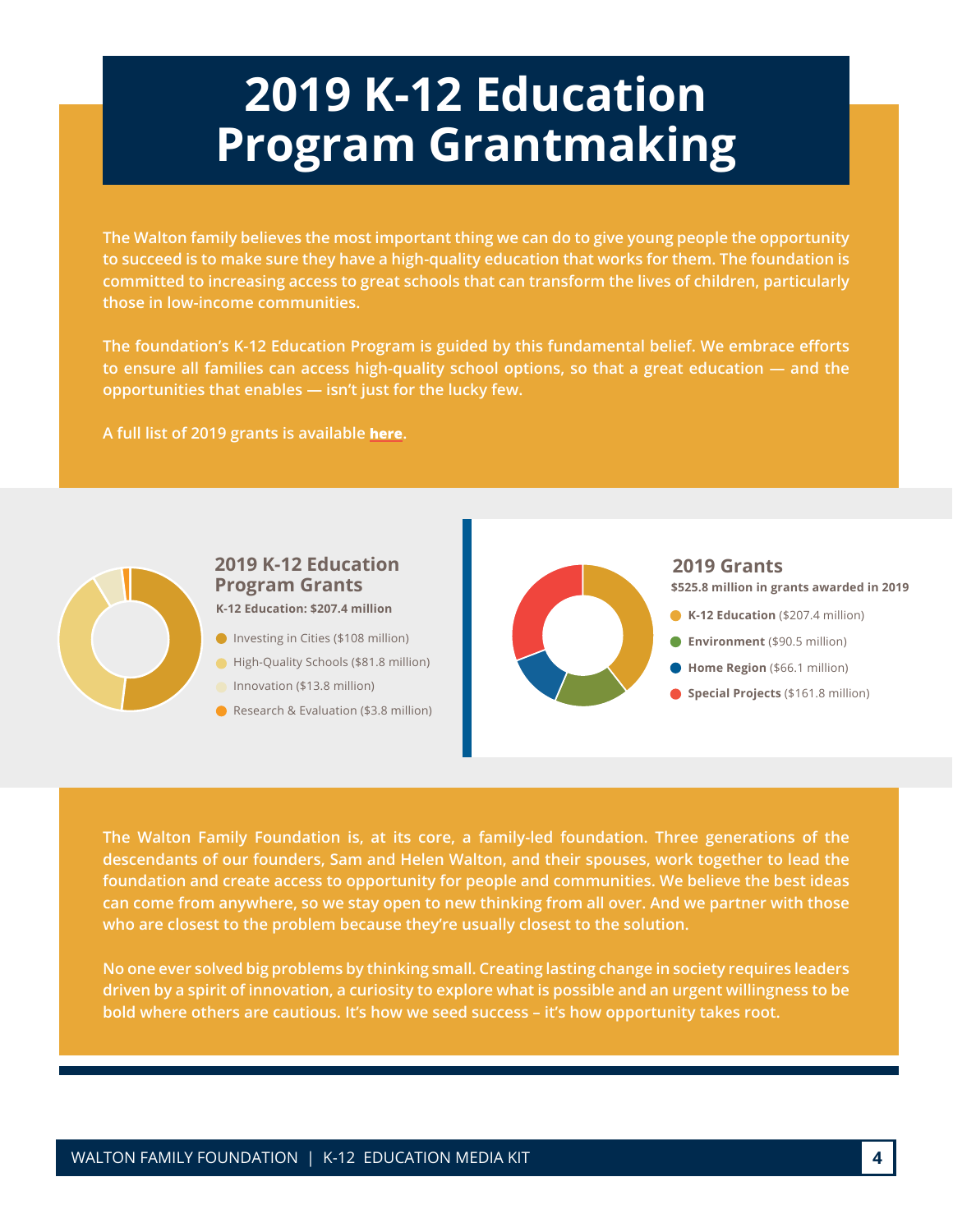# 2019 K-12 Education Program Grantmaking

The Walton family believes the most important thing we can do to give young people the opportunity to succeed is to make sure they have a high-quality education that works for them. The foundation is committed to increasing access to great schools that can transform the lives of children, particularly those in low-income communities.

The foundation's K-12 Education Program is guided by this fundamental belief. We embrace efforts to ensure all families can access high-quality school options, so that a great education — and the opportunities that enables — isn't just for the lucky few.

A full list of 2019 grants is available **here**.

## 2019 K-12 Education Program Grants

**K-12 Education: $207.4 million**

- Investing in Cities ($108 million)
- High-Quality Schools ($81.8 million)
- Innovation ($13.8 million)
- Research & Evaluation ($3.8 million)

## 2019 Grants

**$525.8 million in grants awarded in 2019**

- **K-12 Education** ($207.4 million)
- **Environment** ($90.5 million)
- **Home Region** ($66.1 million)
- **Special Projects** ($161.8 million)

The Walton Family Foundation is, at its core, a family-led foundation. Three generations of the descendants of our founders, Sam and Helen Walton, and their spouses, work together to lead the foundation and create access to opportunity for people and communities. We believe the best ideas can come from anywhere, so we stay open to new thinking from all over. And we partner with those who are closest to the problem because they're usually closest to the solution.

No one ever solved big problems by thinking small. Creating lasting change in society requires leaders driven by a spirit of innovation, a curiosity to explore what is possible and an urgent willingness to be bold where others are cautious. It's how we seed success – it's how opportunity takes root.